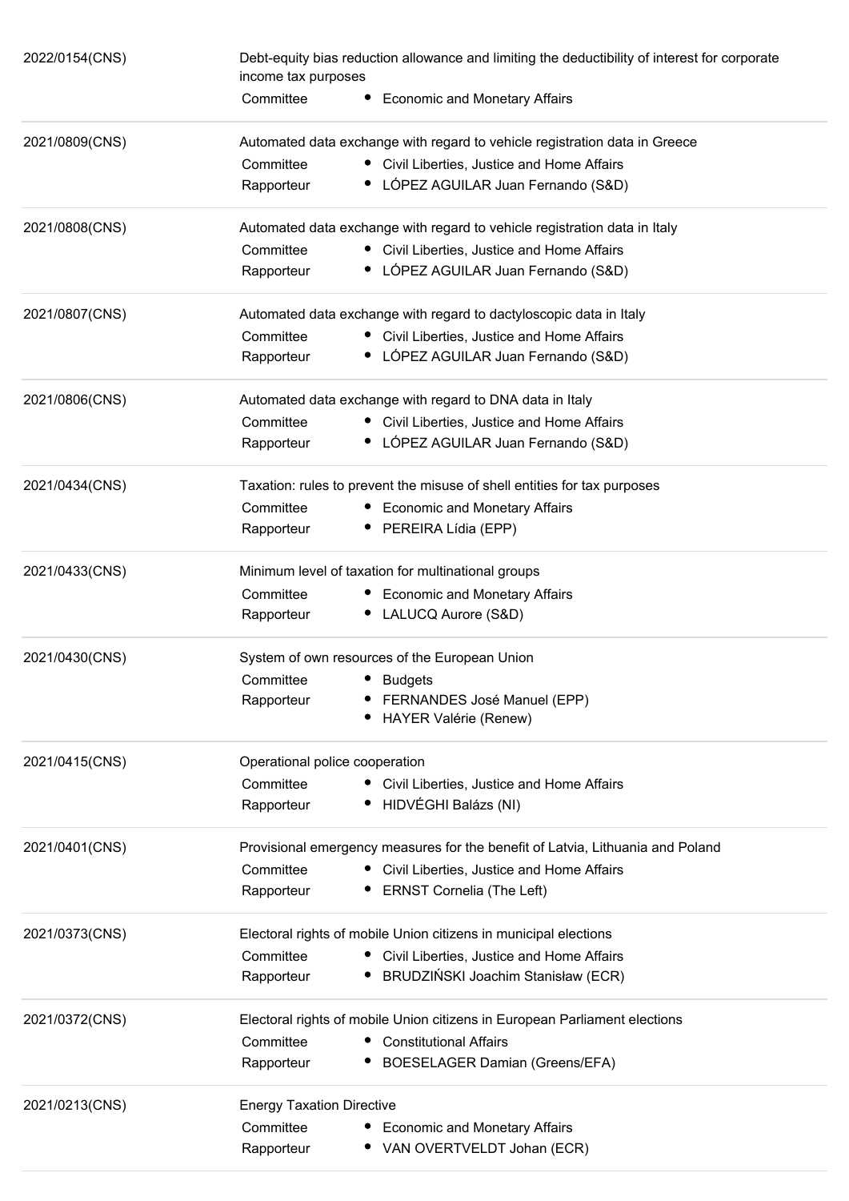| | | |
|---|---|---|
| 2022/0154(CNS) | Debt-equity bias reduction allowance and limiting the deductibility of interest for corporate income tax purposes | |
| | Committee | • Economic and Monetary Affairs |
| 2021/0809(CNS) | Automated data exchange with regard to vehicle registration data in Greece | |
| | Committee | • Civil Liberties, Justice and Home Affairs |
| | Rapporteur | • LÓPEZ AGUILAR Juan Fernando (S&D) |
| 2021/0808(CNS) | Automated data exchange with regard to vehicle registration data in Italy | |
| | Committee | • Civil Liberties, Justice and Home Affairs |
| | Rapporteur | • LÓPEZ AGUILAR Juan Fernando (S&D) |
| 2021/0807(CNS) | Automated data exchange with regard to dactyloscopic data in Italy | |
| | Committee | • Civil Liberties, Justice and Home Affairs |
| | Rapporteur | • LÓPEZ AGUILAR Juan Fernando (S&D) |
| 2021/0806(CNS) | Automated data exchange with regard to DNA data in Italy | |
| | Committee | • Civil Liberties, Justice and Home Affairs |
| | Rapporteur | • LÓPEZ AGUILAR Juan Fernando (S&D) |
| 2021/0434(CNS) | Taxation: rules to prevent the misuse of shell entities for tax purposes | |
| | Committee | • Economic and Monetary Affairs |
| | Rapporteur | • PEREIRA Lídia (EPP) |
| 2021/0433(CNS) | Minimum level of taxation for multinational groups | |
| | Committee | • Economic and Monetary Affairs |
| | Rapporteur | • LALUCQ Aurore (S&D) |
| 2021/0430(CNS) | System of own resources of the European Union | |
| | Committee | • Budgets |
| | Rapporteur | • FERNANDES José Manuel (EPP)<br>• HAYER Valérie (Renew) |
| 2021/0415(CNS) | Operational police cooperation | |
| | Committee | • Civil Liberties, Justice and Home Affairs |
| | Rapporteur | • HIDVÉGHI Balázs (NI) |
| 2021/0401(CNS) | Provisional emergency measures for the benefit of Latvia, Lithuania and Poland | |
| | Committee | • Civil Liberties, Justice and Home Affairs |
| | Rapporteur | • ERNST Cornelia (The Left) |
| 2021/0373(CNS) | Electoral rights of mobile Union citizens in municipal elections | |
| | Committee | • Civil Liberties, Justice and Home Affairs |
| | Rapporteur | • BRUDZIŃSKI Joachim Stanisław (ECR) |
| 2021/0372(CNS) | Electoral rights of mobile Union citizens in European Parliament elections | |
| | Committee | • Constitutional Affairs |
| | Rapporteur | • BOESELAGER Damian (Greens/EFA) |
| 2021/0213(CNS) | Energy Taxation Directive | |
| | Committee | • Economic and Monetary Affairs |
| | Rapporteur | • VAN OVERTVELDT Johan (ECR) |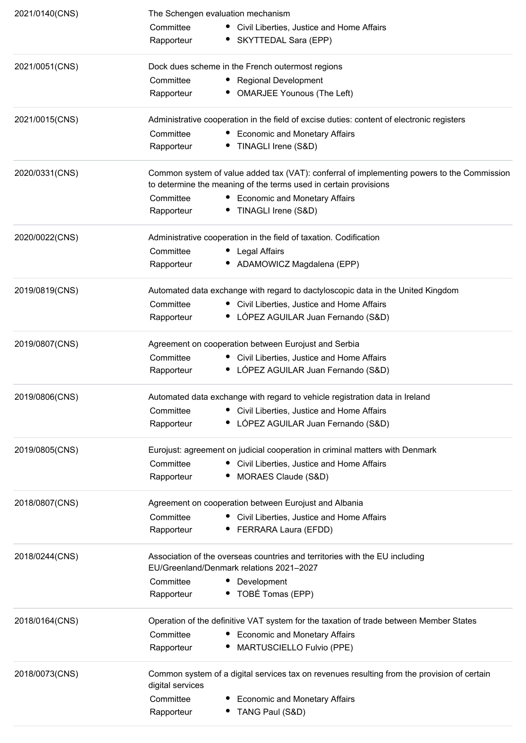| | | |
|---|---|---|
| 2021/0140(CNS) | The Schengen evaluation mechanism | |
| | Committee | • Civil Liberties, Justice and Home Affairs |
| | Rapporteur | • SKYTTEDAL Sara (EPP) |
| 2021/0051(CNS) | Dock dues scheme in the French outermost regions | |
| | Committee | • Regional Development |
| | Rapporteur | • OMARJEE Younous (The Left) |
| 2021/0015(CNS) | Administrative cooperation in the field of excise duties: content of electronic registers | |
| | Committee | • Economic and Monetary Affairs |
| | Rapporteur | • TINAGLI Irene (S&D) |
| 2020/0331(CNS) | Common system of value added tax (VAT): conferral of implementing powers to the Commission to determine the meaning of the terms used in certain provisions | |
| | Committee | • Economic and Monetary Affairs |
| | Rapporteur | • TINAGLI Irene (S&D) |
| 2020/0022(CNS) | Administrative cooperation in the field of taxation. Codification | |
| | Committee | • Legal Affairs |
| | Rapporteur | • ADAMOWICZ Magdalena (EPP) |
| 2019/0819(CNS) | Automated data exchange with regard to dactyloscopic data in the United Kingdom | |
| | Committee | • Civil Liberties, Justice and Home Affairs |
| | Rapporteur | • LÓPEZ AGUILAR Juan Fernando (S&D) |
| 2019/0807(CNS) | Agreement on cooperation between Eurojust and Serbia | |
| | Committee | • Civil Liberties, Justice and Home Affairs |
| | Rapporteur | • LÓPEZ AGUILAR Juan Fernando (S&D) |
| 2019/0806(CNS) | Automated data exchange with regard to vehicle registration data in Ireland | |
| | Committee | • Civil Liberties, Justice and Home Affairs |
| | Rapporteur | • LÓPEZ AGUILAR Juan Fernando (S&D) |
| 2019/0805(CNS) | Eurojust: agreement on judicial cooperation in criminal matters with Denmark | |
| | Committee | • Civil Liberties, Justice and Home Affairs |
| | Rapporteur | • MORAES Claude (S&D) |
| 2018/0807(CNS) | Agreement on cooperation between Eurojust and Albania | |
| | Committee | • Civil Liberties, Justice and Home Affairs |
| | Rapporteur | • FERRARA Laura (EFDD) |
| 2018/0244(CNS) | Association of the overseas countries and territories with the EU including EU/Greenland/Denmark relations 2021–2027 | |
| | Committee | • Development |
| | Rapporteur | • TOBÉ Tomas (EPP) |
| 2018/0164(CNS) | Operation of the definitive VAT system for the taxation of trade between Member States | |
| | Committee | • Economic and Monetary Affairs |
| | Rapporteur | • MARTUSCIELLO Fulvio (PPE) |
| 2018/0073(CNS) | Common system of a digital services tax on revenues resulting from the provision of certain digital services | |
| | Committee | • Economic and Monetary Affairs |
| | Rapporteur | • TANG Paul (S&D) |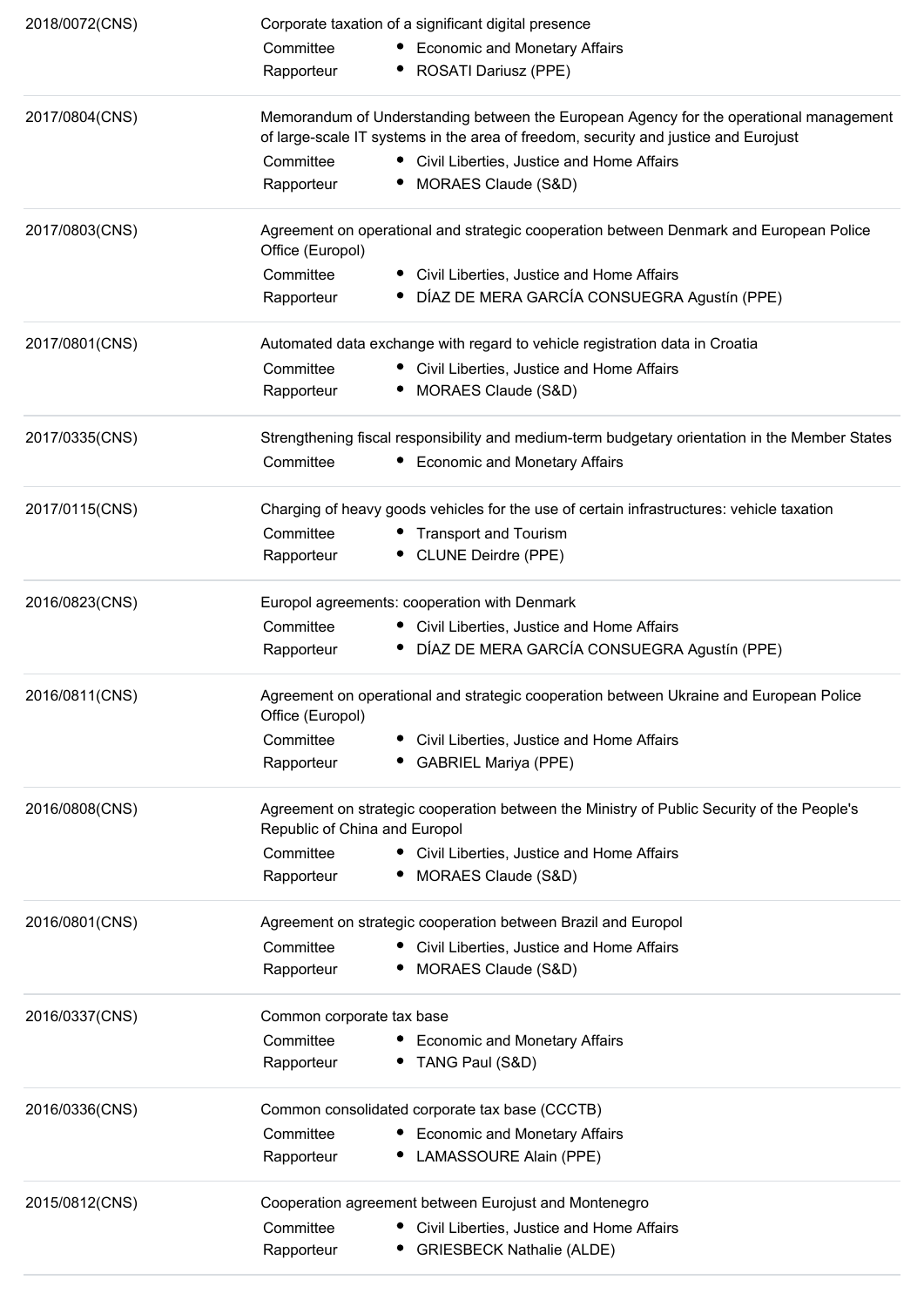| | | |
|---|---|---|
| 2018/0072(CNS) | Corporate taxation of a significant digital presence | |
| | Committee | • Economic and Monetary Affairs |
| | Rapporteur | • ROSATI Dariusz (PPE) |
| 2017/0804(CNS) | Memorandum of Understanding between the European Agency for the operational management of large-scale IT systems in the area of freedom, security and justice and Eurojust | |
| | Committee | • Civil Liberties, Justice and Home Affairs |
| | Rapporteur | • MORAES Claude (S&D) |
| 2017/0803(CNS) | Agreement on operational and strategic cooperation between Denmark and European Police Office (Europol) | |
| | Committee | • Civil Liberties, Justice and Home Affairs |
| | Rapporteur | • DÍAZ DE MERA GARCÍA CONSUEGRA Agustín (PPE) |
| 2017/0801(CNS) | Automated data exchange with regard to vehicle registration data in Croatia | |
| | Committee | • Civil Liberties, Justice and Home Affairs |
| | Rapporteur | • MORAES Claude (S&D) |
| 2017/0335(CNS) | Strengthening fiscal responsibility and medium-term budgetary orientation in the Member States | |
| | Committee | • Economic and Monetary Affairs |
| 2017/0115(CNS) | Charging of heavy goods vehicles for the use of certain infrastructures: vehicle taxation | |
| | Committee | • Transport and Tourism |
| | Rapporteur | • CLUNE Deirdre (PPE) |
| 2016/0823(CNS) | Europol agreements: cooperation with Denmark | |
| | Committee | • Civil Liberties, Justice and Home Affairs |
| | Rapporteur | • DÍAZ DE MERA GARCÍA CONSUEGRA Agustín (PPE) |
| 2016/0811(CNS) | Agreement on operational and strategic cooperation between Ukraine and European Police Office (Europol) | |
| | Committee | • Civil Liberties, Justice and Home Affairs |
| | Rapporteur | • GABRIEL Mariya (PPE) |
| 2016/0808(CNS) | Agreement on strategic cooperation between the Ministry of Public Security of the People's Republic of China and Europol | |
| | Committee | • Civil Liberties, Justice and Home Affairs |
| | Rapporteur | • MORAES Claude (S&D) |
| 2016/0801(CNS) | Agreement on strategic cooperation between Brazil and Europol | |
| | Committee | • Civil Liberties, Justice and Home Affairs |
| | Rapporteur | • MORAES Claude (S&D) |
| 2016/0337(CNS) | Common corporate tax base | |
| | Committee | • Economic and Monetary Affairs |
| | Rapporteur | • TANG Paul (S&D) |
| 2016/0336(CNS) | Common consolidated corporate tax base (CCCTB) | |
| | Committee | • Economic and Monetary Affairs |
| | Rapporteur | • LAMASSOURE Alain (PPE) |
| 2015/0812(CNS) | Cooperation agreement between Eurojust and Montenegro | |
| | Committee | • Civil Liberties, Justice and Home Affairs |
| | Rapporteur | • GRIESBECK Nathalie (ALDE) |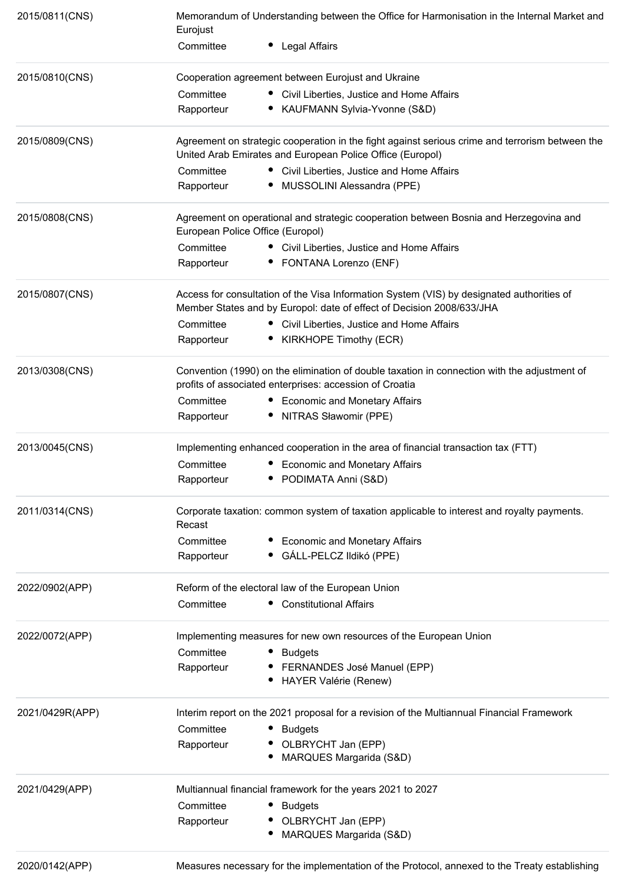| | | | |
|---|---|---|---|
| 2015/0811(CNS) | Memorandum of Understanding between the Office for Harmonisation in the Internal Market and Eurojust | | |
| | | Committee | • Legal Affairs |
| 2015/0810(CNS) | Cooperation agreement between Eurojust and Ukraine | | |
| | | Committee | • Civil Liberties, Justice and Home Affairs |
| | | Rapporteur | • KAUFMANN Sylvia-Yvonne (S&D) |
| 2015/0809(CNS) | Agreement on strategic cooperation in the fight against serious crime and terrorism between the United Arab Emirates and European Police Office (Europol) | | |
| | | Committee | • Civil Liberties, Justice and Home Affairs |
| | | Rapporteur | • MUSSOLINI Alessandra (PPE) |
| 2015/0808(CNS) | Agreement on operational and strategic cooperation between Bosnia and Herzegovina and European Police Office (Europol) | | |
| | | Committee | • Civil Liberties, Justice and Home Affairs |
| | | Rapporteur | • FONTANA Lorenzo (ENF) |
| 2015/0807(CNS) | Access for consultation of the Visa Information System (VIS) by designated authorities of Member States and by Europol: date of effect of Decision 2008/633/JHA | | |
| | | Committee | • Civil Liberties, Justice and Home Affairs |
| | | Rapporteur | • KIRKHOPE Timothy (ECR) |
| 2013/0308(CNS) | Convention (1990) on the elimination of double taxation in connection with the adjustment of profits of associated enterprises: accession of Croatia | | |
| | | Committee | • Economic and Monetary Affairs |
| | | Rapporteur | • NITRAS Sławomir (PPE) |
| 2013/0045(CNS) | Implementing enhanced cooperation in the area of financial transaction tax (FTT) | | |
| | | Committee | • Economic and Monetary Affairs |
| | | Rapporteur | • PODIMATA Anni (S&D) |
| 2011/0314(CNS) | Corporate taxation: common system of taxation applicable to interest and royalty payments. Recast | | |
| | | Committee | • Economic and Monetary Affairs |
| | | Rapporteur | • GÁLL-PELCZ Ildikó (PPE) |
| 2022/0902(APP) | Reform of the electoral law of the European Union | | |
| | | Committee | • Constitutional Affairs |
| 2022/0072(APP) | Implementing measures for new own resources of the European Union | | |
| | | Committee | • Budgets |
| | | Rapporteur | • FERNANDES José Manuel (EPP)<br>• HAYER Valérie (Renew) |
| 2021/0429R(APP) | Interim report on the 2021 proposal for a revision of the Multiannual Financial Framework | | |
| | | Committee | • Budgets |
| | | Rapporteur | • OLBRYCHT Jan (EPP)<br>• MARQUES Margarida (S&D) |
| 2021/0429(APP) | Multiannual financial framework for the years 2021 to 2027 | | |
| | | Committee | • Budgets |
| | | Rapporteur | • OLBRYCHT Jan (EPP)<br>• MARQUES Margarida (S&D) |
| 2020/0142(APP) | Measures necessary for the implementation of the Protocol, annexed to the Treaty establishing | | |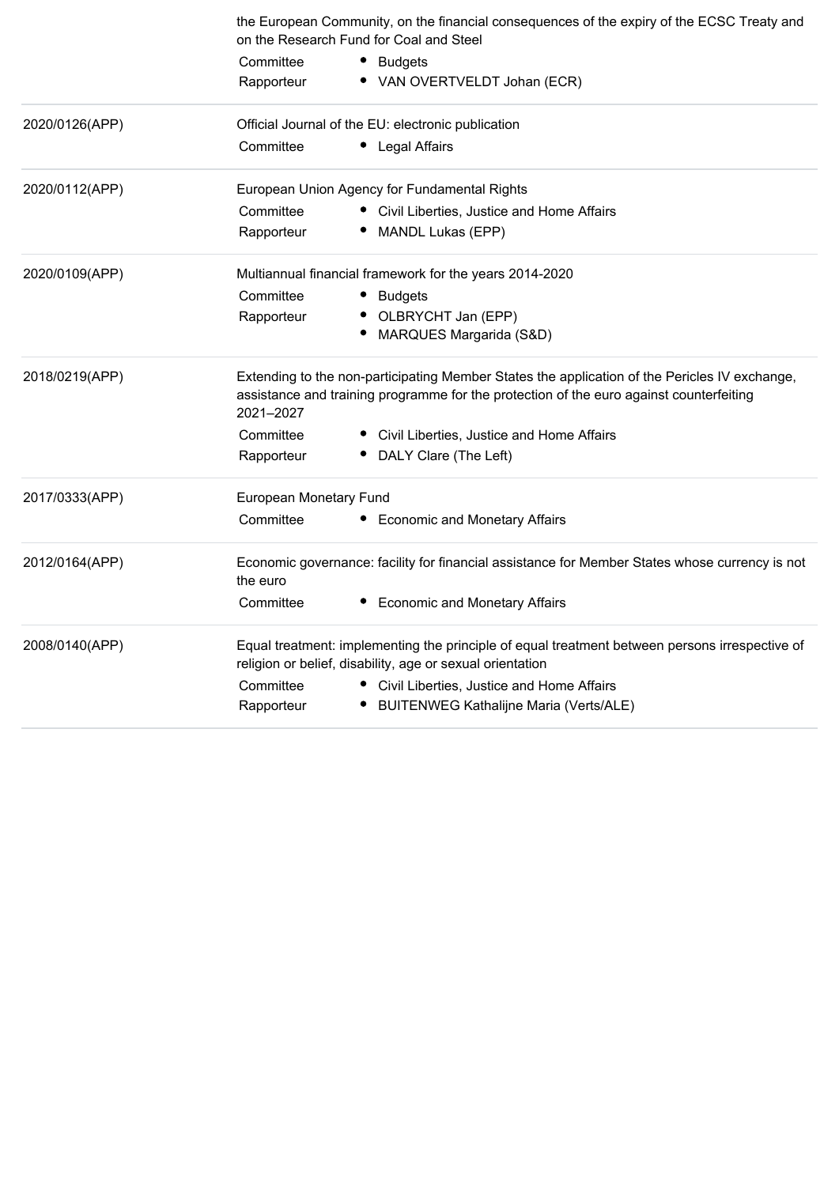| | |
|---|---|
| | the European Community, on the financial consequences of the expiry of the ECSC Treaty and on the Research Fund for Coal and Steel<br>Committee • Budgets<br>Rapporteur • VAN OVERTVELDT Johan (ECR) |
| 2020/0126(APP) | Official Journal of the EU: electronic publication<br>Committee • Legal Affairs |
| 2020/0112(APP) | European Union Agency for Fundamental Rights<br>Committee • Civil Liberties, Justice and Home Affairs<br>Rapporteur • MANDL Lukas (EPP) |
| 2020/0109(APP) | Multiannual financial framework for the years 2014-2020<br>Committee • Budgets<br>Rapporteur • OLBRYCHT Jan (EPP)<br>• MARQUES Margarida (S&D) |
| 2018/0219(APP) | Extending to the non-participating Member States the application of the Pericles IV exchange, assistance and training programme for the protection of the euro against counterfeiting 2021–2027<br>Committee • Civil Liberties, Justice and Home Affairs<br>Rapporteur • DALY Clare (The Left) |
| 2017/0333(APP) | European Monetary Fund<br>Committee • Economic and Monetary Affairs |
| 2012/0164(APP) | Economic governance: facility for financial assistance for Member States whose currency is not the euro<br>Committee • Economic and Monetary Affairs |
| 2008/0140(APP) | Equal treatment: implementing the principle of equal treatment between persons irrespective of religion or belief, disability, age or sexual orientation<br>Committee • Civil Liberties, Justice and Home Affairs<br>Rapporteur • BUITENWEG Kathalijne Maria (Verts/ALE) |